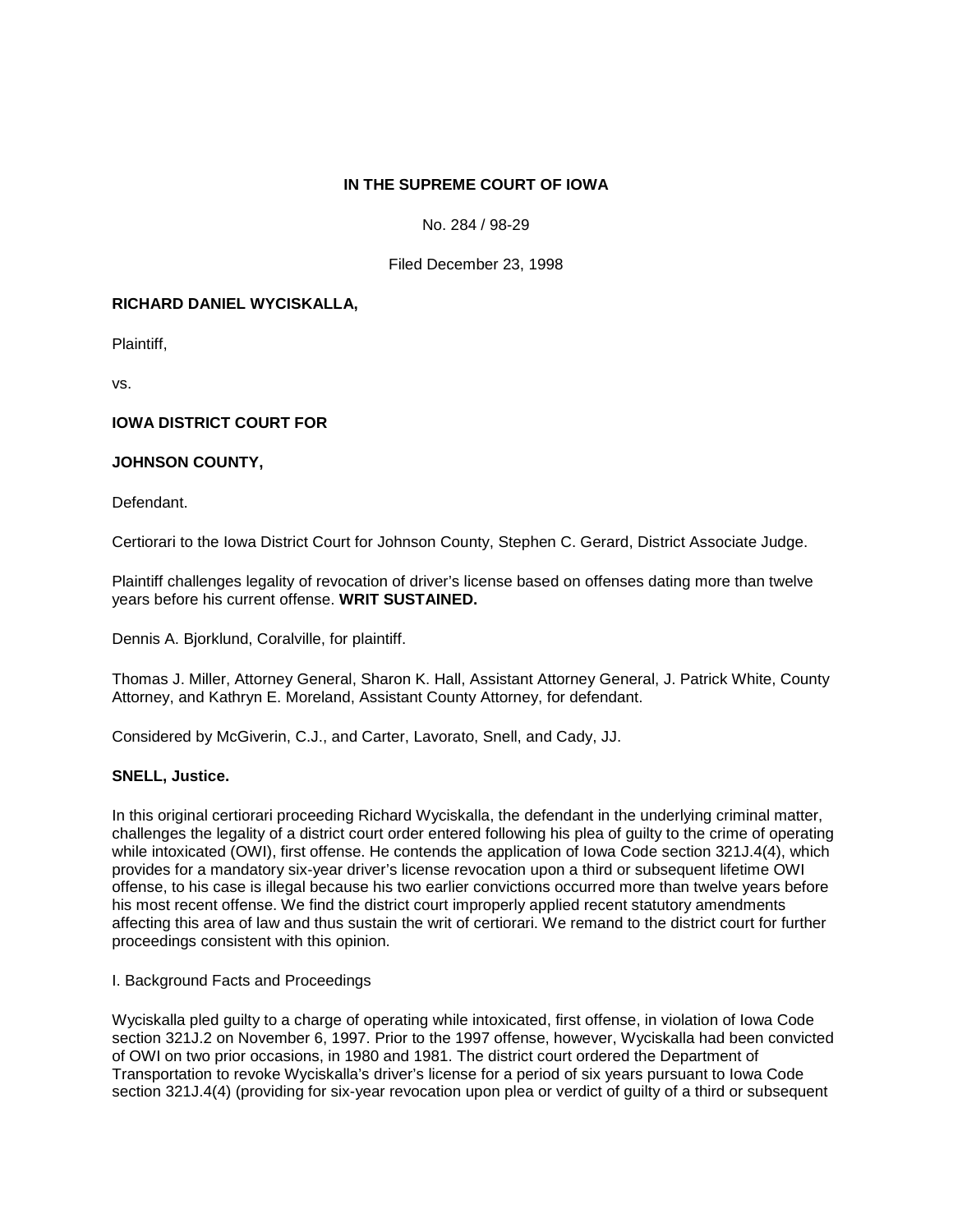**IN THE SUPREME COURT OF IOWA**

No. 284 / 98-29

Filed December 23, 1998

**RICHARD DANIEL WYCISKALLA,**

Plaintiff,

vs.

**IOWA DISTRICT COURT FOR**

**JOHNSON COUNTY,**

Defendant.

Certiorari to the Iowa District Court for Johnson County, Stephen C. Gerard, District Associate Judge.

Plaintiff challenges legality of revocation of driver's license based on offenses dating more than twelve years before his current offense. **WRIT SUSTAINED.**

Dennis A. Bjorklund, Coralville, for plaintiff.

Thomas J. Miller, Attorney General, Sharon K. Hall, Assistant Attorney General, J. Patrick White, County Attorney, and Kathryn E. Moreland, Assistant County Attorney, for defendant.

Considered by McGiverin, C.J., and Carter, Lavorato, Snell, and Cady, JJ.

**SNELL, Justice.**

In this original certiorari proceeding Richard Wyciskalla, the defendant in the underlying criminal matter, challenges the legality of a district court order entered following his plea of guilty to the crime of operating while intoxicated (OWI), first offense. He contends the application of Iowa Code section 321J.4(4), which provides for a mandatory six-year driver's license revocation upon a third or subsequent lifetime OWI offense, to his case is illegal because his two earlier convictions occurred more than twelve years before his most recent offense. We find the district court improperly applied recent statutory amendments affecting this area of law and thus sustain the writ of certiorari. We remand to the district court for further proceedings consistent with this opinion.

I. Background Facts and Proceedings

Wyciskalla pled guilty to a charge of operating while intoxicated, first offense, in violation of Iowa Code section 321J.2 on November 6, 1997. Prior to the 1997 offense, however, Wyciskalla had been convicted of OWI on two prior occasions, in 1980 and 1981. The district court ordered the Department of Transportation to revoke Wyciskalla's driver's license for a period of six years pursuant to Iowa Code section 321J.4(4) (providing for six-year revocation upon plea or verdict of guilty of a third or subsequent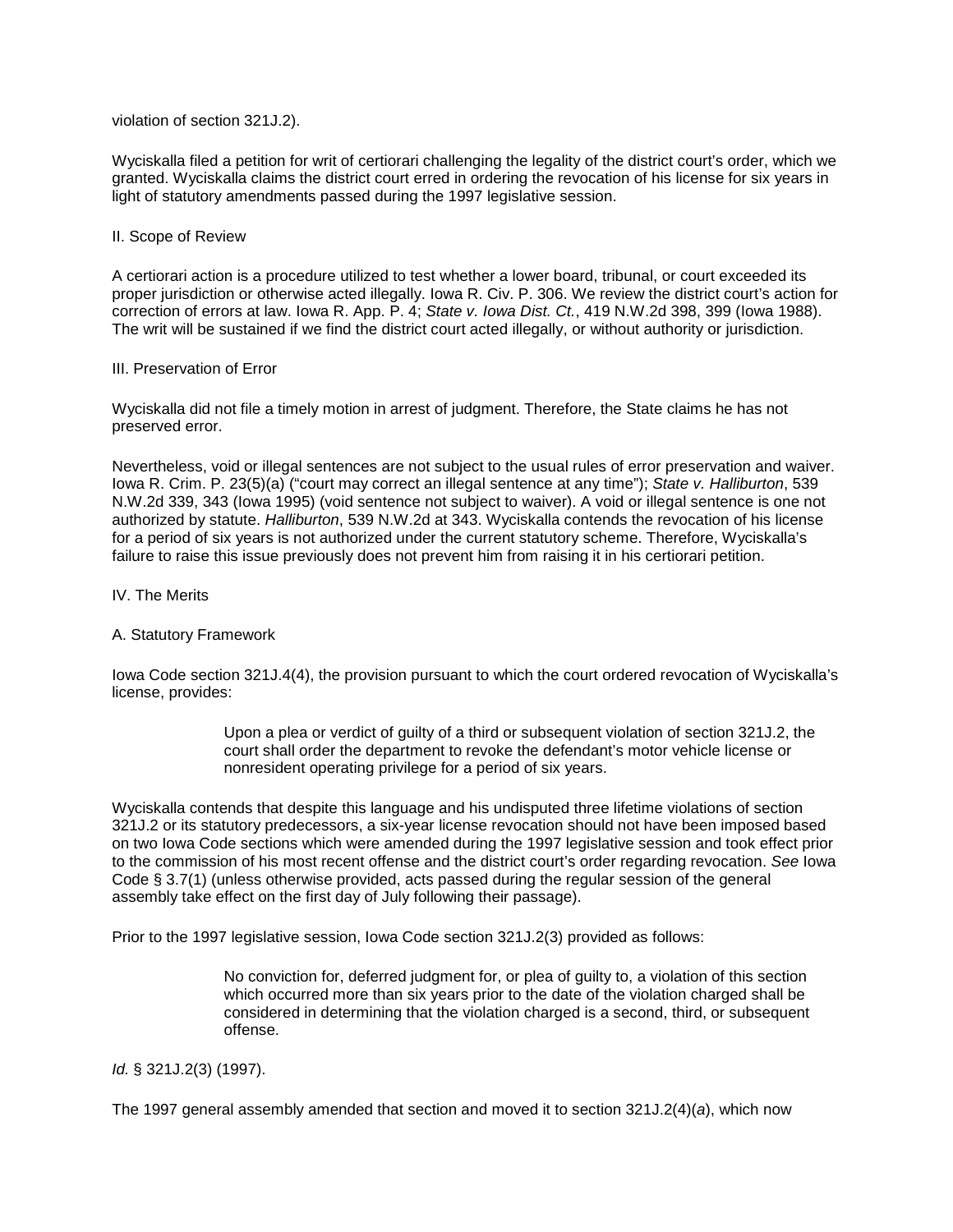violation of section 321J.2).

Wyciskalla filed a petition for writ of certiorari challenging the legality of the district court's order, which we granted. Wyciskalla claims the district court erred in ordering the revocation of his license for six years in light of statutory amendments passed during the 1997 legislative session.

## II. Scope of Review

A certiorari action is a procedure utilized to test whether a lower board, tribunal, or court exceeded its proper jurisdiction or otherwise acted illegally. Iowa R. Civ. P. 306. We review the district court's action for correction of errors at law. Iowa R. App. P. 4; *State v. Iowa Dist. Ct.*, 419 N.W.2d 398, 399 (Iowa 1988). The writ will be sustained if we find the district court acted illegally, or without authority or jurisdiction.

## III. Preservation of Error

Wyciskalla did not file a timely motion in arrest of judgment. Therefore, the State claims he has not preserved error.

Nevertheless, void or illegal sentences are not subject to the usual rules of error preservation and waiver. Iowa R. Crim. P. 23(5)(a) ("court may correct an illegal sentence at any time"); *State v. Halliburton*, 539 N.W.2d 339, 343 (Iowa 1995) (void sentence not subject to waiver). A void or illegal sentence is one not authorized by statute. *Halliburton*, 539 N.W.2d at 343. Wyciskalla contends the revocation of his license for a period of six years is not authorized under the current statutory scheme. Therefore, Wyciskalla's failure to raise this issue previously does not prevent him from raising it in his certiorari petition.

## IV. The Merits

### A. Statutory Framework

Iowa Code section 321J.4(4), the provision pursuant to which the court ordered revocation of Wyciskalla's license, provides:

> Upon a plea or verdict of guilty of a third or subsequent violation of section 321J.2, the court shall order the department to revoke the defendant's motor vehicle license or nonresident operating privilege for a period of six years.

Wyciskalla contends that despite this language and his undisputed three lifetime violations of section 321J.2 or its statutory predecessors, a six-year license revocation should not have been imposed based on two Iowa Code sections which were amended during the 1997 legislative session and took effect prior to the commission of his most recent offense and the district court's order regarding revocation. *See* Iowa Code § 3.7(1) (unless otherwise provided, acts passed during the regular session of the general assembly take effect on the first day of July following their passage).

Prior to the 1997 legislative session, Iowa Code section 321J.2(3) provided as follows:

> No conviction for, deferred judgment for, or plea of guilty to, a violation of this section which occurred more than six years prior to the date of the violation charged shall be considered in determining that the violation charged is a second, third, or subsequent offense.

*Id.* § 321J.2(3) (1997).

The 1997 general assembly amended that section and moved it to section 321J.2(4)(*a*), which now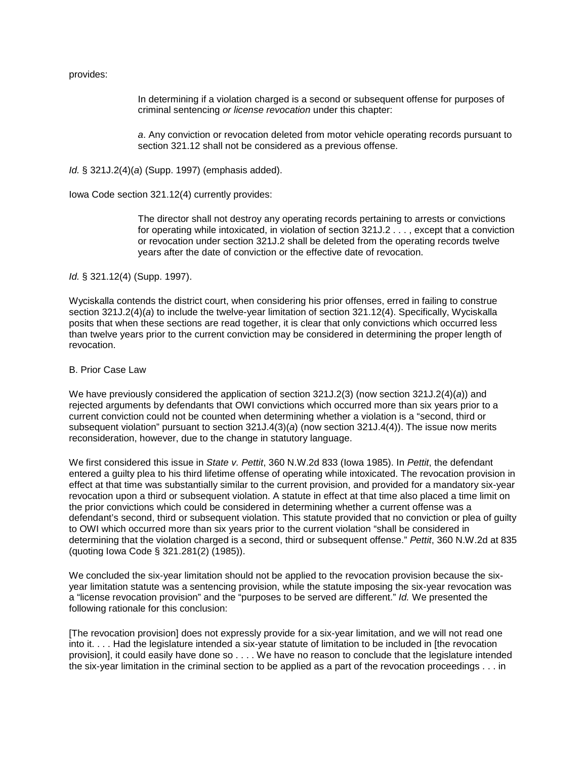provides:

> In determining if a violation charged is a second or subsequent offense for purposes of criminal sentencing *or license revocation* under this chapter:
>
> *a*. Any conviction or revocation deleted from motor vehicle operating records pursuant to section 321.12 shall not be considered as a previous offense.

*Id.* § 321J.2(4)(*a*) (Supp. 1997) (emphasis added).

Iowa Code section 321.12(4) currently provides:

> The director shall not destroy any operating records pertaining to arrests or convictions for operating while intoxicated, in violation of section 321J.2 . . . , except that a conviction or revocation under section 321J.2 shall be deleted from the operating records twelve years after the date of conviction or the effective date of revocation.

*Id.* § 321.12(4) (Supp. 1997).

Wyciskalla contends the district court, when considering his prior offenses, erred in failing to construe section 321J.2(4)(*a*) to include the twelve-year limitation of section 321.12(4). Specifically, Wyciskalla posits that when these sections are read together, it is clear that only convictions which occurred less than twelve years prior to the current conviction may be considered in determining the proper length of revocation.

B. Prior Case Law

We have previously considered the application of section 321J.2(3) (now section 321J.2(4)(*a*)) and rejected arguments by defendants that OWI convictions which occurred more than six years prior to a current conviction could not be counted when determining whether a violation is a "second, third or subsequent violation" pursuant to section 321J.4(3)(*a*) (now section 321J.4(4)). The issue now merits reconsideration, however, due to the change in statutory language.

We first considered this issue in *State v. Pettit*, 360 N.W.2d 833 (Iowa 1985). In *Pettit*, the defendant entered a guilty plea to his third lifetime offense of operating while intoxicated. The revocation provision in effect at that time was substantially similar to the current provision, and provided for a mandatory six-year revocation upon a third or subsequent violation. A statute in effect at that time also placed a time limit on the prior convictions which could be considered in determining whether a current offense was a defendant's second, third or subsequent violation. This statute provided that no conviction or plea of guilty to OWI which occurred more than six years prior to the current violation "shall be considered in determining that the violation charged is a second, third or subsequent offense." *Pettit*, 360 N.W.2d at 835 (quoting Iowa Code § 321.281(2) (1985)).

We concluded the six-year limitation should not be applied to the revocation provision because the six-year limitation statute was a sentencing provision, while the statute imposing the six-year revocation was a "license revocation provision" and the "purposes to be served are different." *Id.* We presented the following rationale for this conclusion:

[The revocation provision] does not expressly provide for a six-year limitation, and we will not read one into it. . . . Had the legislature intended a six-year statute of limitation to be included in [the revocation provision], it could easily have done so . . . . We have no reason to conclude that the legislature intended the six-year limitation in the criminal section to be applied as a part of the revocation proceedings . . . in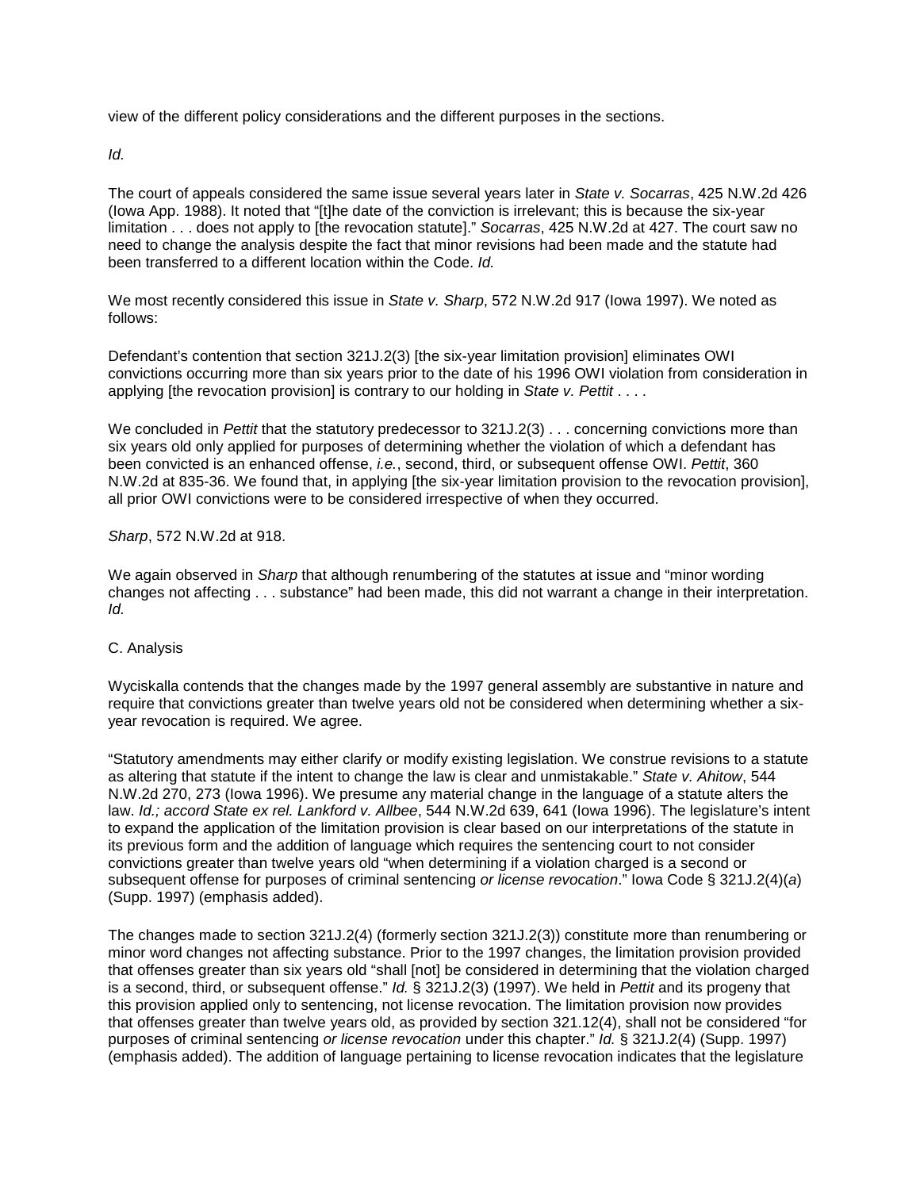view of the different policy considerations and the different purposes in the sections.

*Id.*

The court of appeals considered the same issue several years later in *State v. Socarras*, 425 N.W.2d 426 (Iowa App. 1988). It noted that "[t]he date of the conviction is irrelevant; this is because the six-year limitation . . . does not apply to [the revocation statute]." *Socarras*, 425 N.W.2d at 427. The court saw no need to change the analysis despite the fact that minor revisions had been made and the statute had been transferred to a different location within the Code. *Id.*

We most recently considered this issue in *State v. Sharp*, 572 N.W.2d 917 (Iowa 1997). We noted as follows:

Defendant's contention that section 321J.2(3) [the six-year limitation provision] eliminates OWI convictions occurring more than six years prior to the date of his 1996 OWI violation from consideration in applying [the revocation provision] is contrary to our holding in *State v. Pettit* . . . .

We concluded in *Pettit* that the statutory predecessor to 321J.2(3) . . . concerning convictions more than six years old only applied for purposes of determining whether the violation of which a defendant has been convicted is an enhanced offense, *i.e.*, second, third, or subsequent offense OWI. *Pettit*, 360 N.W.2d at 835-36. We found that, in applying [the six-year limitation provision to the revocation provision], all prior OWI convictions were to be considered irrespective of when they occurred.

*Sharp*, 572 N.W.2d at 918.

We again observed in *Sharp* that although renumbering of the statutes at issue and "minor wording changes not affecting . . . substance" had been made, this did not warrant a change in their interpretation. *Id.*

C. Analysis

Wyciskalla contends that the changes made by the 1997 general assembly are substantive in nature and require that convictions greater than twelve years old not be considered when determining whether a six-year revocation is required. We agree.

"Statutory amendments may either clarify or modify existing legislation. We construe revisions to a statute as altering that statute if the intent to change the law is clear and unmistakable." *State v. Ahitow*, 544 N.W.2d 270, 273 (Iowa 1996). We presume any material change in the language of a statute alters the law. *Id.; accord State ex rel. Lankford v. Allbee*, 544 N.W.2d 639, 641 (Iowa 1996). The legislature's intent to expand the application of the limitation provision is clear based on our interpretations of the statute in its previous form and the addition of language which requires the sentencing court to not consider convictions greater than twelve years old "when determining if a violation charged is a second or subsequent offense for purposes of criminal sentencing *or license revocation*." Iowa Code § 321J.2(4)(*a*) (Supp. 1997) (emphasis added).

The changes made to section 321J.2(4) (formerly section 321J.2(3)) constitute more than renumbering or minor word changes not affecting substance. Prior to the 1997 changes, the limitation provision provided that offenses greater than six years old "shall [not] be considered in determining that the violation charged is a second, third, or subsequent offense." *Id.* § 321J.2(3) (1997). We held in *Pettit* and its progeny that this provision applied only to sentencing, not license revocation. The limitation provision now provides that offenses greater than twelve years old, as provided by section 321.12(4), shall not be considered "for purposes of criminal sentencing *or license revocation* under this chapter." *Id.* § 321J.2(4) (Supp. 1997) (emphasis added). The addition of language pertaining to license revocation indicates that the legislature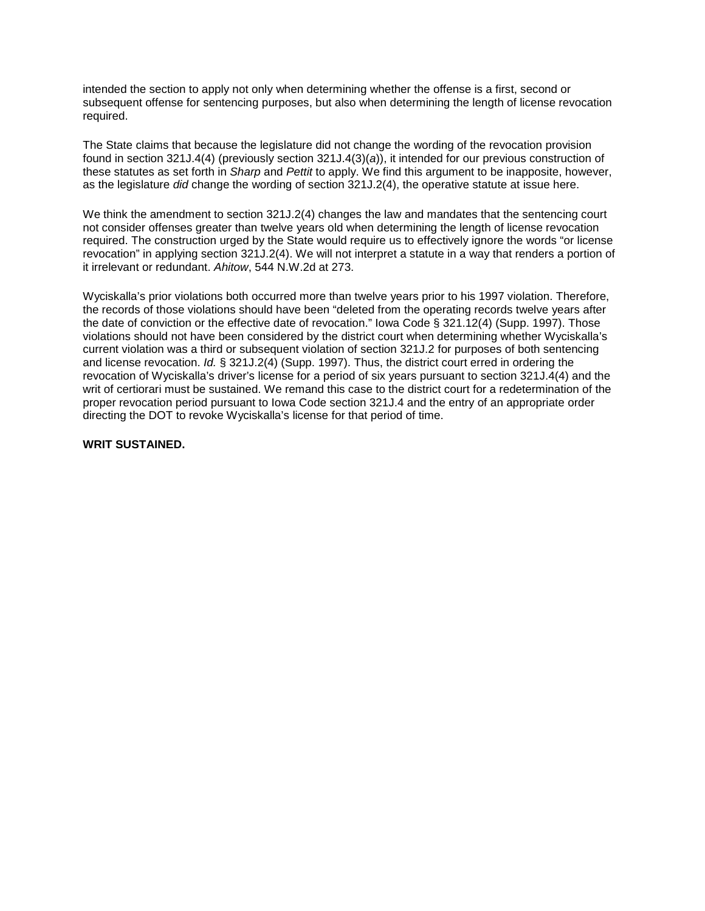intended the section to apply not only when determining whether the offense is a first, second or subsequent offense for sentencing purposes, but also when determining the length of license revocation required.

The State claims that because the legislature did not change the wording of the revocation provision found in section 321J.4(4) (previously section 321J.4(3)(*a*)), it intended for our previous construction of these statutes as set forth in *Sharp* and *Pettit* to apply. We find this argument to be inapposite, however, as the legislature *did* change the wording of section 321J.2(4), the operative statute at issue here.

We think the amendment to section 321J.2(4) changes the law and mandates that the sentencing court not consider offenses greater than twelve years old when determining the length of license revocation required. The construction urged by the State would require us to effectively ignore the words "or license revocation" in applying section 321J.2(4). We will not interpret a statute in a way that renders a portion of it irrelevant or redundant. *Ahitow*, 544 N.W.2d at 273.

Wyciskalla's prior violations both occurred more than twelve years prior to his 1997 violation. Therefore, the records of those violations should have been "deleted from the operating records twelve years after the date of conviction or the effective date of revocation." Iowa Code § 321.12(4) (Supp. 1997). Those violations should not have been considered by the district court when determining whether Wyciskalla's current violation was a third or subsequent violation of section 321J.2 for purposes of both sentencing and license revocation. *Id.* § 321J.2(4) (Supp. 1997). Thus, the district court erred in ordering the revocation of Wyciskalla's driver's license for a period of six years pursuant to section 321J.4(4) and the writ of certiorari must be sustained. We remand this case to the district court for a redetermination of the proper revocation period pursuant to Iowa Code section 321J.4 and the entry of an appropriate order directing the DOT to revoke Wyciskalla's license for that period of time.

**WRIT SUSTAINED.**